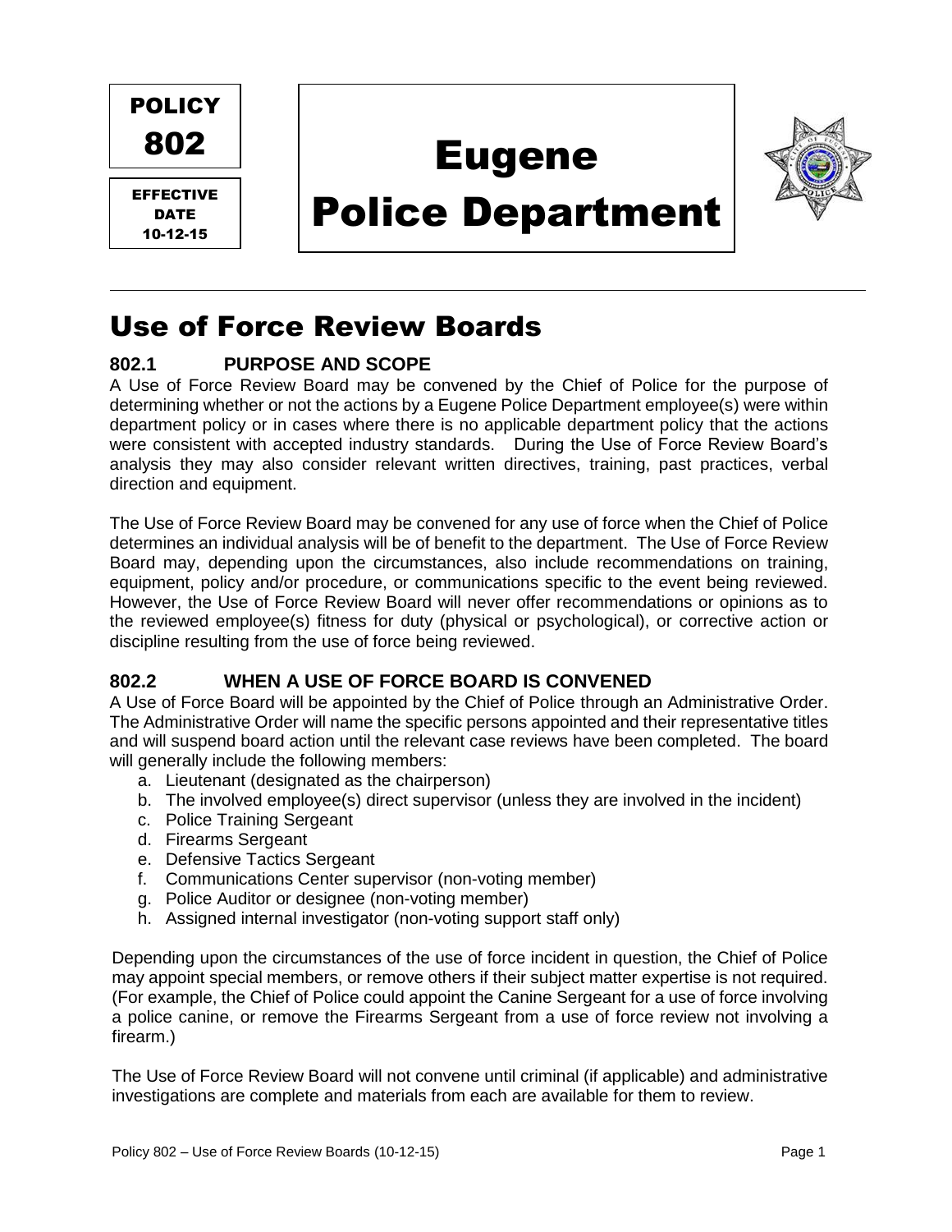POLICY 802

EFFECTIVE DATE 10-12-15

# Eugene Police Department

## Use of Force Review Boards

### 802.1 PURPOSE AND SCOPE

A Use of Force Review Board may be convened by the Chief of Police for the purpose of determining whether or not the actions by a Eugene Police Department employee(s) were within department policy or in cases where there is no applicable department policy that the actions were consistent with accepted industry standards. During the Use of Force Review Board's analysis they may also consider relevant written directives, training, past practices, verbal direction and equipment.

The Use of Force Review Board may be convened for any use of force when the Chief of Police determines an individual analysis will be of benefit to the department. The Use of Force Review Board may, depending upon the circumstances, also include recommendations on training, equipment, policy and/or procedure, or communications specific to the event being reviewed. However, the Use of Force Review Board will never offer recommendations or opinions as to the reviewed employee(s) fitness for duty (physical or psychological), or corrective action or discipline resulting from the use of force being reviewed.

### 802.2 WHEN A USE OF FORCE BOARD IS CONVENED

A Use of Force Board will be appointed by the Chief of Police through an Administrative Order. The Administrative Order will name the specific persons appointed and their representative titles and will suspend board action until the relevant case reviews have been completed. The board will generally include the following members:

a. Lieutenant (designated as the chairperson)
b. The involved employee(s) direct supervisor (unless they are involved in the incident)
c. Police Training Sergeant
d. Firearms Sergeant
e. Defensive Tactics Sergeant
f. Communications Center supervisor (non-voting member)
g. Police Auditor or designee (non-voting member)
h. Assigned internal investigator (non-voting support staff only)

Depending upon the circumstances of the use of force incident in question, the Chief of Police may appoint special members, or remove others if their subject matter expertise is not required. (For example, the Chief of Police could appoint the Canine Sergeant for a use of force involving a police canine, or remove the Firearms Sergeant from a use of force review not involving a firearm.)

The Use of Force Review Board will not convene until criminal (if applicable) and administrative investigations are complete and materials from each are available for them to review.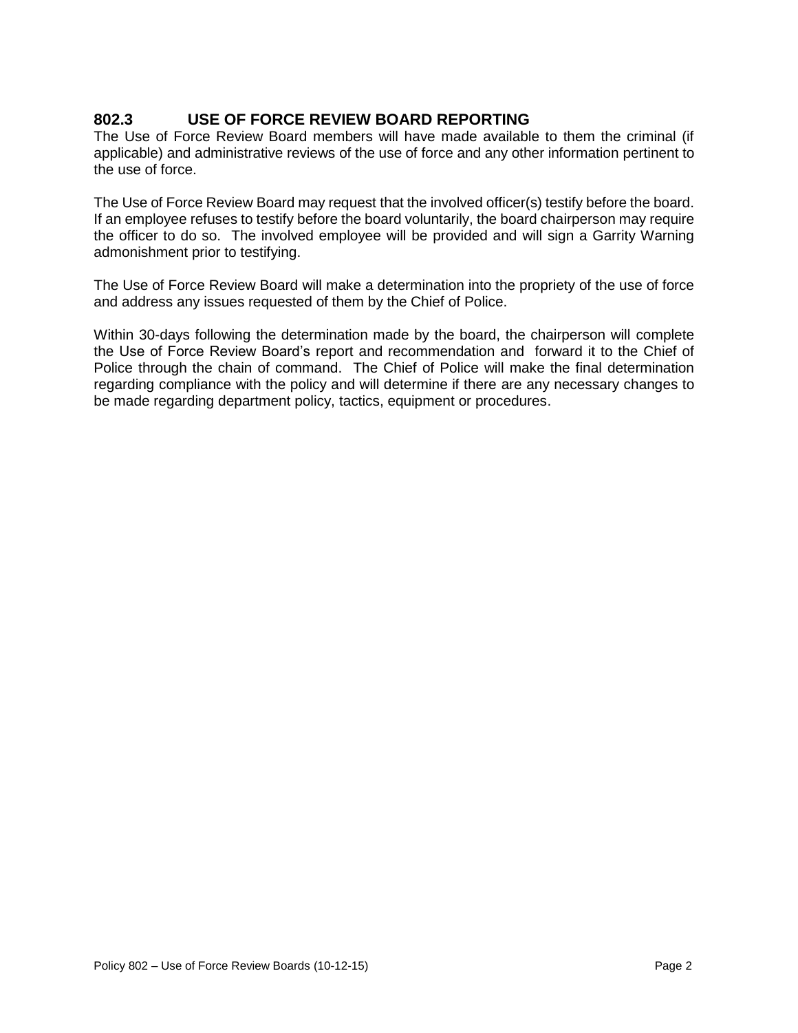## 802.3 USE OF FORCE REVIEW BOARD REPORTING

The Use of Force Review Board members will have made available to them the criminal (if applicable) and administrative reviews of the use of force and any other information pertinent to the use of force.

The Use of Force Review Board may request that the involved officer(s) testify before the board. If an employee refuses to testify before the board voluntarily, the board chairperson may require the officer to do so. The involved employee will be provided and will sign a Garrity Warning admonishment prior to testifying.

The Use of Force Review Board will make a determination into the propriety of the use of force and address any issues requested of them by the Chief of Police.

Within 30-days following the determination made by the board, the chairperson will complete the Use of Force Review Board's report and recommendation and forward it to the Chief of Police through the chain of command. The Chief of Police will make the final determination regarding compliance with the policy and will determine if there are any necessary changes to be made regarding department policy, tactics, equipment or procedures.